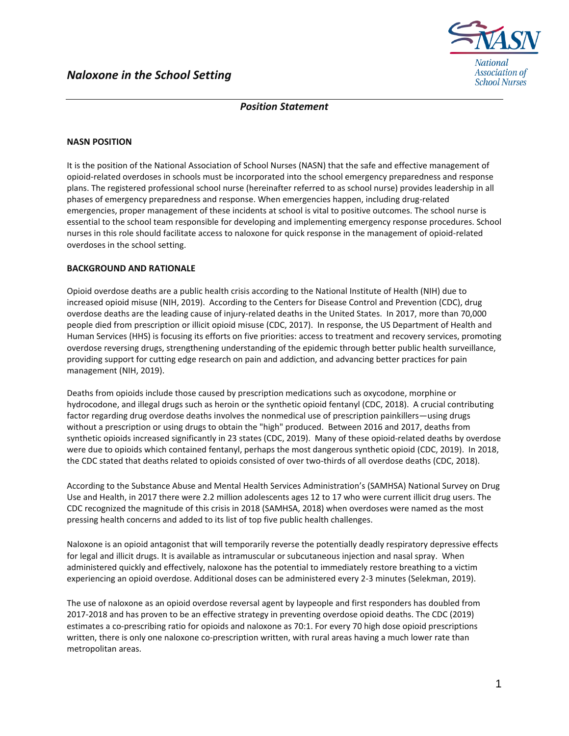# *Naloxone in the School Setting*

## *Position Statement*

### NASN POSITION

It is the position of the National Association of School Nurses (NASN) that the safe and effective management of opioid-related overdoses in schools must be incorporated into the school emergency preparedness and response plans. The registered professional school nurse (hereinafter referred to as school nurse) provides leadership in all phases of emergency preparedness and response. When emergencies happen, including drug-related emergencies, proper management of these incidents at school is vital to positive outcomes. The school nurse is essential to the school team responsible for developing and implementing emergency response procedures. School nurses in this role should facilitate access to naloxone for quick response in the management of opioid-related overdoses in the school setting.

### BACKGROUND AND RATIONALE

Opioid overdose deaths are a public health crisis according to the National Institute of Health (NIH) due to increased opioid misuse (NIH, 2019). According to the Centers for Disease Control and Prevention (CDC), drug overdose deaths are the leading cause of injury-related deaths in the United States. In 2017, more than 70,000 people died from prescription or illicit opioid misuse (CDC, 2017). In response, the US Department of Health and Human Services (HHS) is focusing its efforts on five priorities: access to treatment and recovery services, promoting overdose reversing drugs, strengthening understanding of the epidemic through better public health surveillance, providing support for cutting edge research on pain and addiction, and advancing better practices for pain management (NIH, 2019).

Deaths from opioids include those caused by prescription medications such as oxycodone, morphine or hydrocodone, and illegal drugs such as heroin or the synthetic opioid fentanyl (CDC, 2018). A crucial contributing factor regarding drug overdose deaths involves the nonmedical use of prescription painkillers—using drugs without a prescription or using drugs to obtain the "high" produced. Between 2016 and 2017, deaths from synthetic opioids increased significantly in 23 states (CDC, 2019). Many of these opioid-related deaths by overdose were due to opioids which contained fentanyl, perhaps the most dangerous synthetic opioid (CDC, 2019). In 2018, the CDC stated that deaths related to opioids consisted of over two-thirds of all overdose deaths (CDC, 2018).

According to the Substance Abuse and Mental Health Services Administration's (SAMHSA) National Survey on Drug Use and Health, in 2017 there were 2.2 million adolescents ages 12 to 17 who were current illicit drug users. The CDC recognized the magnitude of this crisis in 2018 (SAMHSA, 2018) when overdoses were named as the most pressing health concerns and added to its list of top five public health challenges.

Naloxone is an opioid antagonist that will temporarily reverse the potentially deadly respiratory depressive effects for legal and illicit drugs. It is available as intramuscular or subcutaneous injection and nasal spray. When administered quickly and effectively, naloxone has the potential to immediately restore breathing to a victim experiencing an opioid overdose. Additional doses can be administered every 2-3 minutes (Selekman, 2019).

The use of naloxone as an opioid overdose reversal agent by laypeople and first responders has doubled from 2017-2018 and has proven to be an effective strategy in preventing overdose opioid deaths. The CDC (2019) estimates a co-prescribing ratio for opioids and naloxone as 70:1. For every 70 high dose opioid prescriptions written, there is only one naloxone co-prescription written, with rural areas having a much lower rate than metropolitan areas.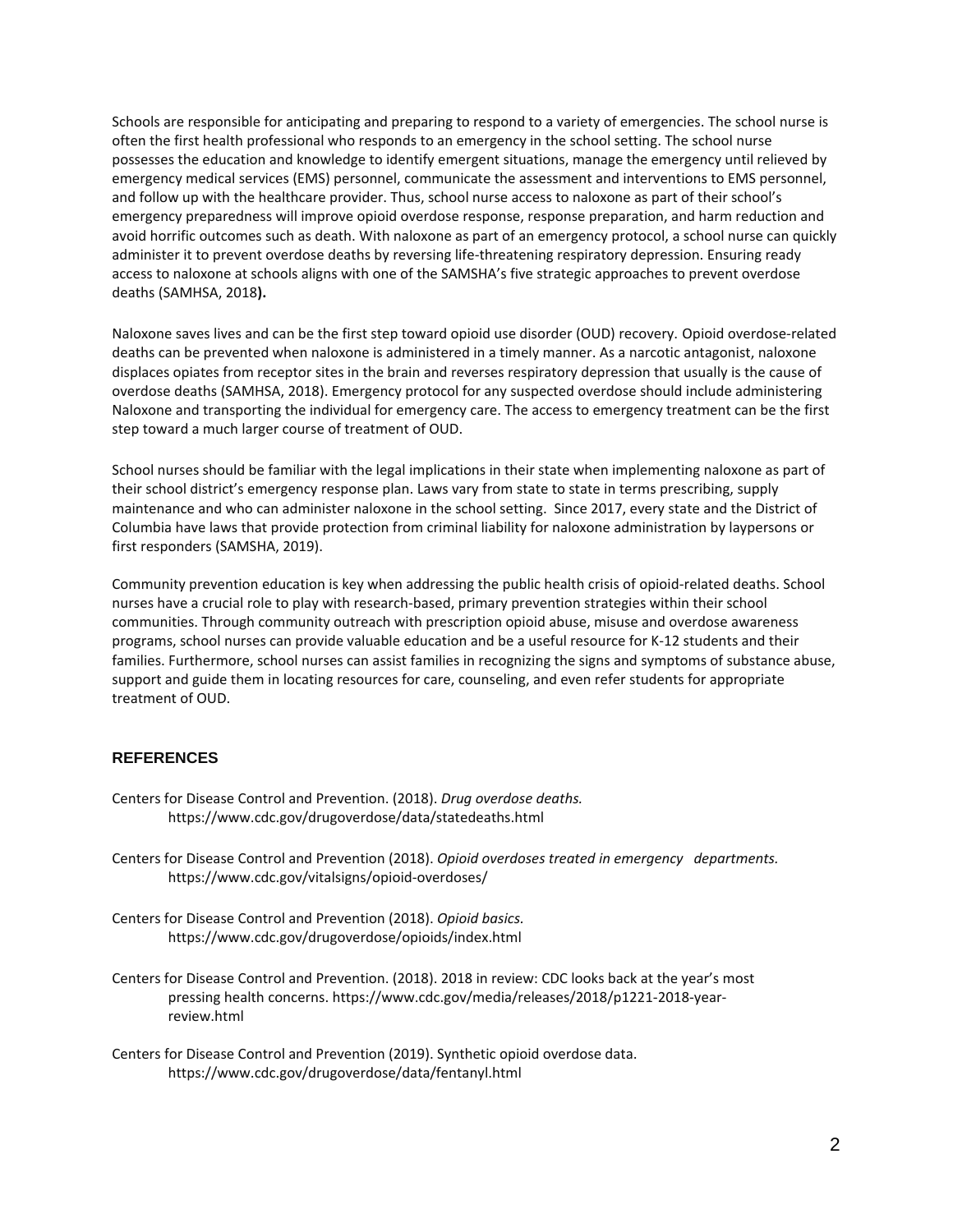Schools are responsible for anticipating and preparing to respond to a variety of emergencies. The school nurse is often the first health professional who responds to an emergency in the school setting. The school nurse possesses the education and knowledge to identify emergent situations, manage the emergency until relieved by emergency medical services (EMS) personnel, communicate the assessment and interventions to EMS personnel, and follow up with the healthcare provider. Thus, school nurse access to naloxone as part of their school's emergency preparedness will improve opioid overdose response, response preparation, and harm reduction and avoid horrific outcomes such as death. With naloxone as part of an emergency protocol, a school nurse can quickly administer it to prevent overdose deaths by reversing life-threatening respiratory depression. Ensuring ready access to naloxone at schools aligns with one of the SAMSHA's five strategic approaches to prevent overdose deaths (SAMHSA, 2018**).**

Naloxone saves lives and can be the first step toward opioid use disorder (OUD) recovery. Opioid overdose-related deaths can be prevented when naloxone is administered in a timely manner. As a narcotic antagonist, naloxone displaces opiates from receptor sites in the brain and reverses respiratory depression that usually is the cause of overdose deaths (SAMHSA, 2018). Emergency protocol for any suspected overdose should include administering Naloxone and transporting the individual for emergency care. The access to emergency treatment can be the first step toward a much larger course of treatment of OUD.

School nurses should be familiar with the legal implications in their state when implementing naloxone as part of their school district's emergency response plan. Laws vary from state to state in terms prescribing, supply maintenance and who can administer naloxone in the school setting. Since 2017, every state and the District of Columbia have laws that provide protection from criminal liability for naloxone administration by laypersons or first responders (SAMSHA, 2019).

Community prevention education is key when addressing the public health crisis of opioid-related deaths. School nurses have a crucial role to play with research-based, primary prevention strategies within their school communities. Through community outreach with prescription opioid abuse, misuse and overdose awareness programs, school nurses can provide valuable education and be a useful resource for K-12 students and their families. Furthermore, school nurses can assist families in recognizing the signs and symptoms of substance abuse, support and guide them in locating resources for care, counseling, and even refer students for appropriate treatment of OUD.

## REFERENCES

Centers for Disease Control and Prevention. (2018). *Drug overdose deaths.* https://www.cdc.gov/drugoverdose/data/statedeaths.html

Centers for Disease Control and Prevention (2018). *Opioid overdoses treated in emergency departments.* https://www.cdc.gov/vitalsigns/opioid-overdoses/

Centers for Disease Control and Prevention (2018). *Opioid basics.* https://www.cdc.gov/drugoverdose/opioids/index.html

Centers for Disease Control and Prevention. (2018). 2018 in review: CDC looks back at the year's most pressing health concerns. https://www.cdc.gov/media/releases/2018/p1221-2018-year-review.html

Centers for Disease Control and Prevention (2019). Synthetic opioid overdose data. https://www.cdc.gov/drugoverdose/data/fentanyl.html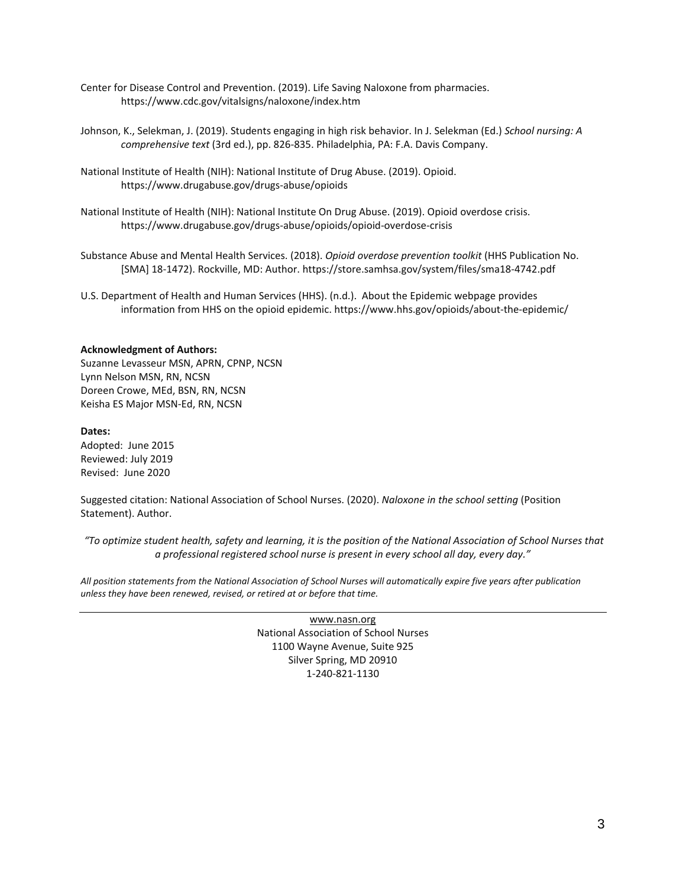Center for Disease Control and Prevention. (2019). Life Saving Naloxone from pharmacies. https://www.cdc.gov/vitalsigns/naloxone/index.htm

Johnson, K., Selekman, J. (2019). Students engaging in high risk behavior. In J. Selekman (Ed.) *School nursing: A comprehensive text* (3rd ed.), pp. 826-835. Philadelphia, PA: F.A. Davis Company.

National Institute of Health (NIH): National Institute of Drug Abuse. (2019). Opioid. https://www.drugabuse.gov/drugs-abuse/opioids

National Institute of Health (NIH): National Institute On Drug Abuse. (2019). Opioid overdose crisis. https://www.drugabuse.gov/drugs-abuse/opioids/opioid-overdose-crisis

Substance Abuse and Mental Health Services. (2018). *Opioid overdose prevention toolkit* (HHS Publication No. [SMA] 18-1472). Rockville, MD: Author. https://store.samhsa.gov/system/files/sma18-4742.pdf

U.S. Department of Health and Human Services (HHS). (n.d.). About the Epidemic webpage provides information from HHS on the opioid epidemic. https://www.hhs.gov/opioids/about-the-epidemic/

**Acknowledgment of Authors:**
Suzanne Levasseur MSN, APRN, CPNP, NCSN
Lynn Nelson MSN, RN, NCSN
Doreen Crowe, MEd, BSN, RN, NCSN
Keisha ES Major MSN-Ed, RN, NCSN

**Dates:**
Adopted: June 2015
Reviewed: July 2019
Revised: June 2020

Suggested citation: National Association of School Nurses. (2020). *Naloxone in the school setting* (Position Statement). Author.

*"To optimize student health, safety and learning, it is the position of the National Association of School Nurses that a professional registered school nurse is present in every school all day, every day."*

*All position statements from the National Association of School Nurses will automatically expire five years after publication unless they have been renewed, revised, or retired at or before that time.*

www.nasn.org
National Association of School Nurses
1100 Wayne Avenue, Suite 925
Silver Spring, MD 20910
1-240-821-1130